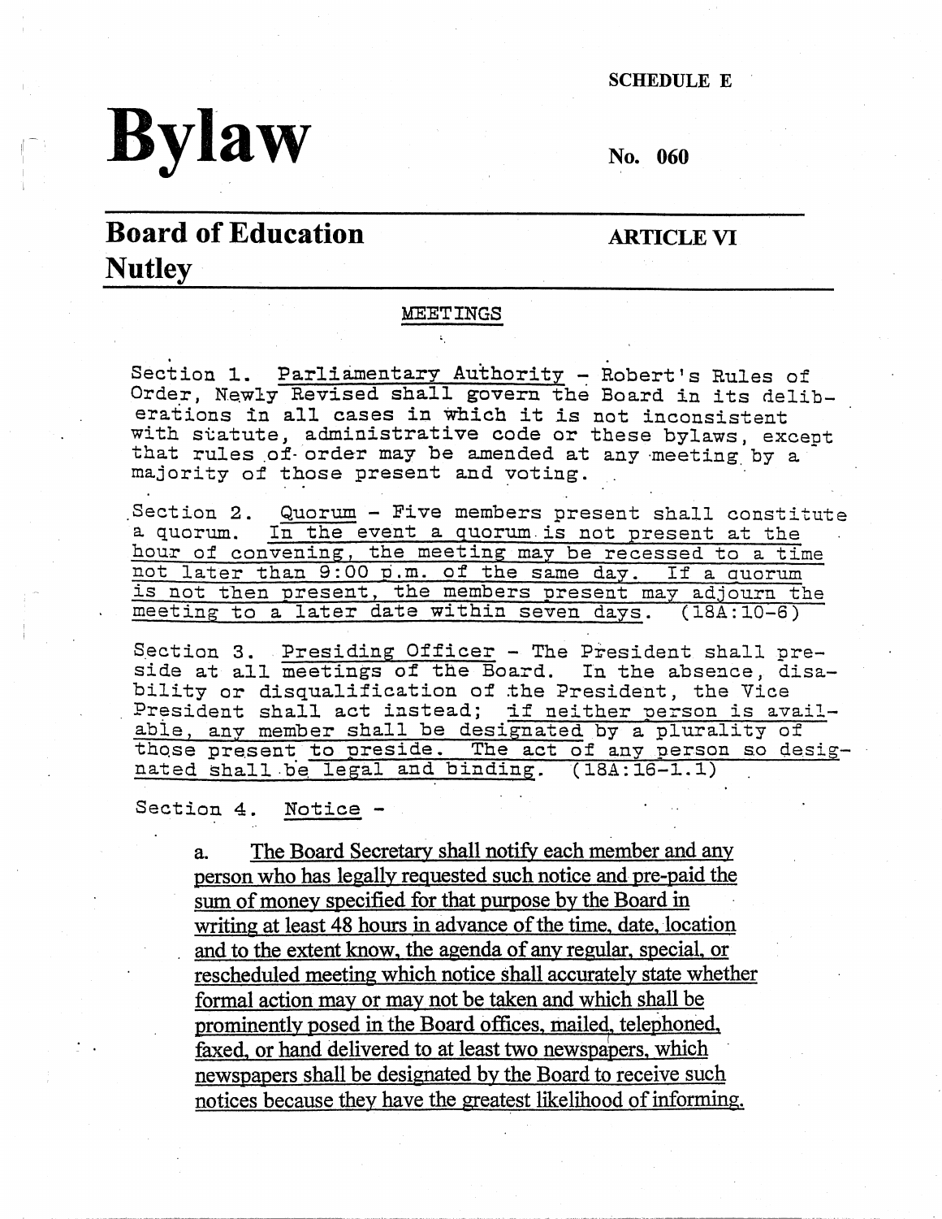SCHEDULE E

# Bylaw

No. 060

## Board of Education Nutley

ARTICLE VI

### MEETINGS

Section 1. Parliamentary Authority - Robert's Rules of Order, Newly Revised shall govern the Board in its deliberations in all cases in which it is not inconsistent with statute, administrative code or these bylaws, except that rules of order may be amended at any meeting by a majority of those present and voting.

Section 2. Quorum - Five members present shall constitute a quorum. In the event a quorum is not present at the hour of convening, the meeting may be recessed to a time not later than 9:00 p.m. of the same day. If a quorum is not then present, the members present may adjourn the meeting to a later date within seven days. (18A:10-6)

Section 3. Presiding Officer - The President shall preside at all meetings of the Board. In the absence, disability or disqualification of the President, the Vice President shall act instead; if neither person is available, any member shall be designated by a plurality of those present to preside. The act of any person so designated shall be legal and binding. (18A:16-1.1)

Section 4. Notice -

a. The Board Secretary shall notify each member and any person who has legally requested such notice and pre-paid the sum of money specified for that purpose by the Board in writing at least 48 hours in advance of the time, date, location and to the extent know, the agenda of any regular, special, or rescheduled meeting which notice shall accurately state whether formal action may or may not be taken and which shall be prominently posed in the Board offices, mailed, telephoned, faxed, or hand delivered to at least two newspapers, which newspapers shall be designated by the Board to receive such notices because they have the greatest likelihood of informing.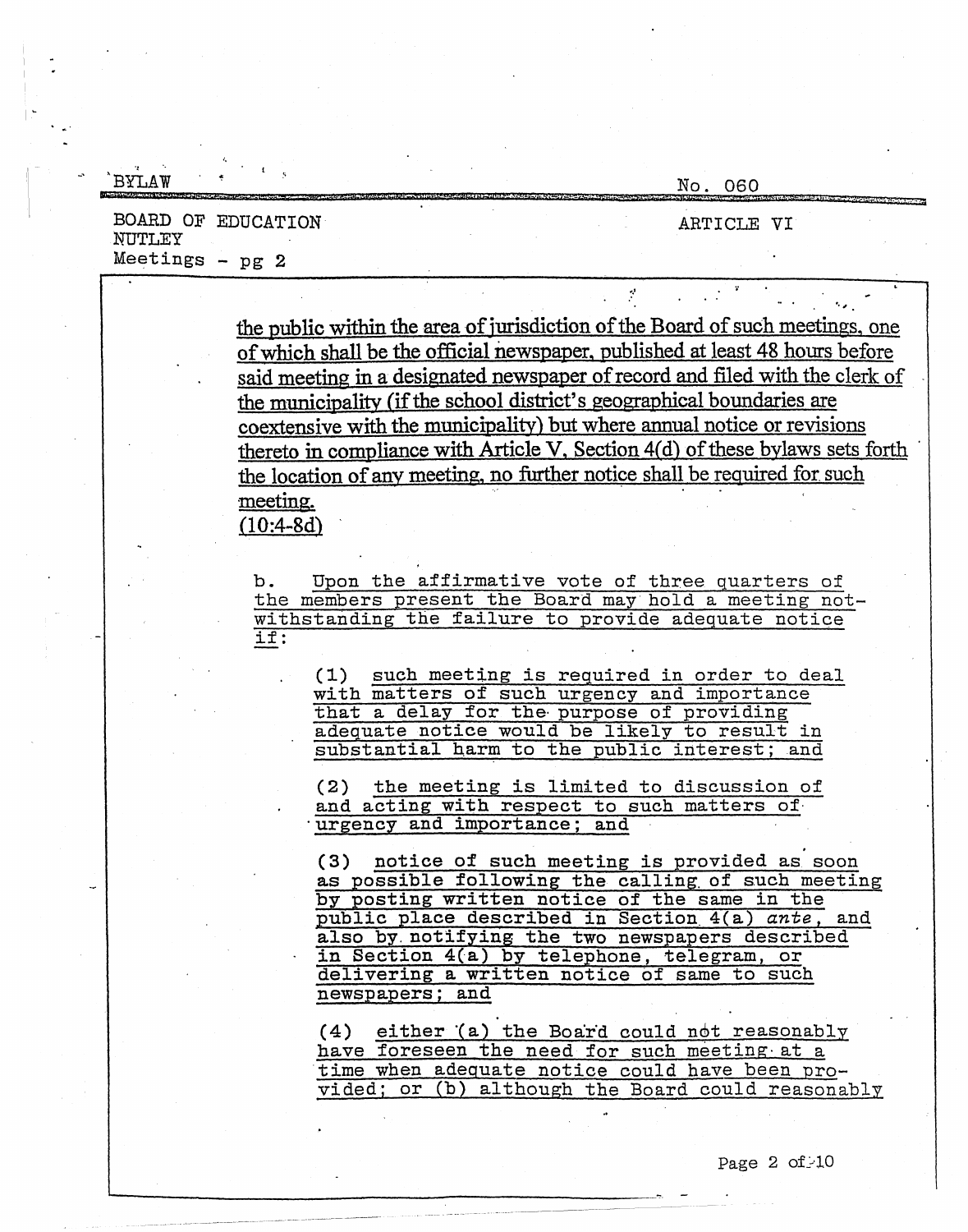the public within the area of jurisdiction of the Board of such meetings, one of which shall be the official newspaper, published at least 48 hours before said meeting in a designated newspaper of record and filed with the clerk of the municipality (if the school district's geographical boundaries are coextensive with the municipality) but where annual notice or revisions thereto in compliance with Article V, Section 4(d) of these bylaws sets forth the location of any meeting, no further notice shall be required for such meeting.
(10:4-8d)

b. Upon the affirmative vote of three quarters of the members present the Board may hold a meeting notwithstanding the failure to provide adequate notice if:

(1) such meeting is required in order to deal with matters of such urgency and importance that a delay for the purpose of providing adequate notice would be likely to result in substantial harm to the public interest; and

(2) the meeting is limited to discussion of and acting with respect to such matters of urgency and importance; and

(3) notice of such meeting is provided as soon as possible following the calling of such meeting by posting written notice of the same in the public place described in Section 4(a) *ante*, and also by notifying the two newspapers described in Section 4(a) by telephone, telegram, or delivering a written notice of same to such newspapers; and

(4) either (a) the Board could not reasonably have foreseen the need for such meeting at a time when adequate notice could have been provided; or (b) although the Board could reasonably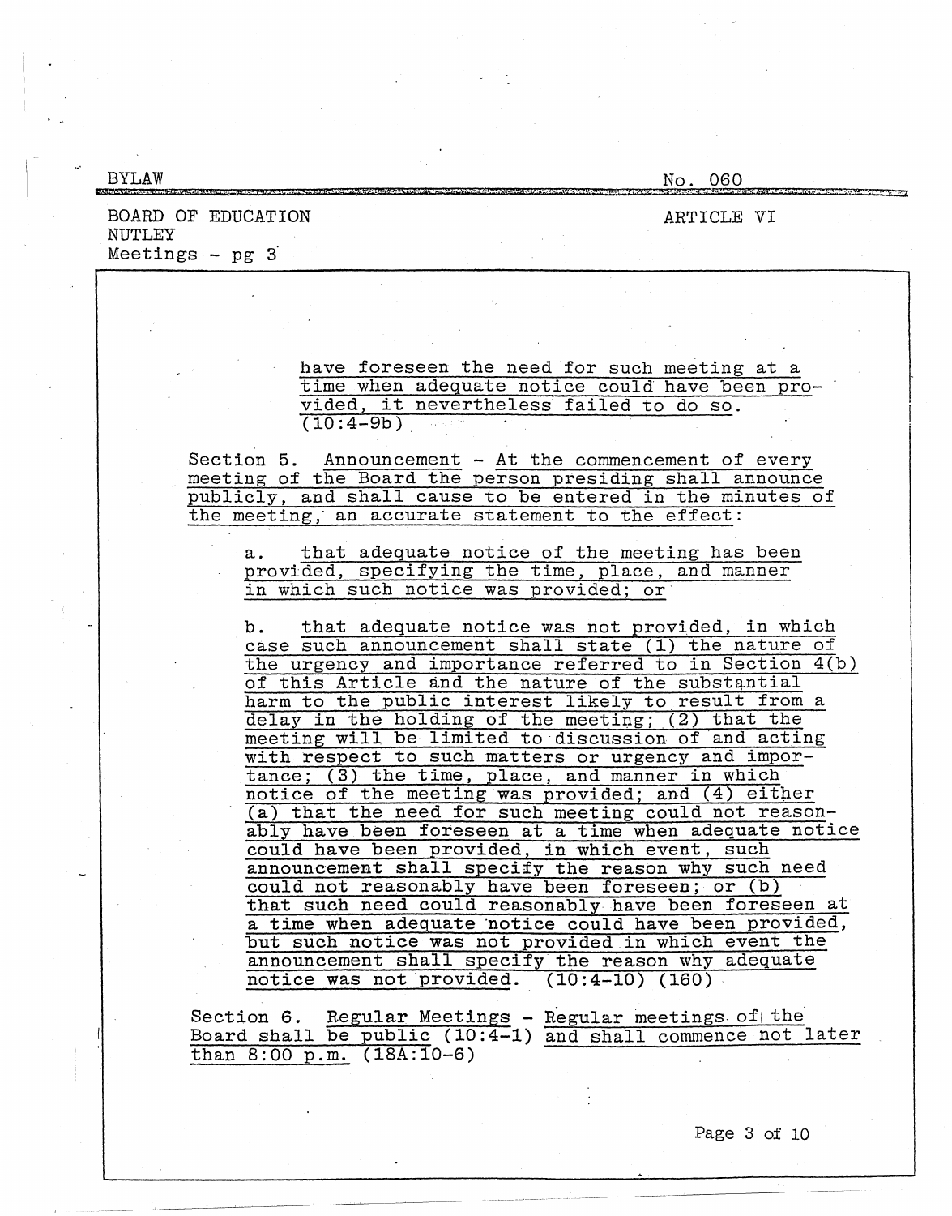have foreseen the need for such meeting at a time when adequate notice could have been provided, it nevertheless failed to do so. (10:4-9b)

Section 5. Announcement - At the commencement of every meeting of the Board the person presiding shall announce publicly, and shall cause to be entered in the minutes of the meeting, an accurate statement to the effect:

a. that adequate notice of the meeting has been provided, specifying the time, place, and manner in which such notice was provided; or

b. that adequate notice was not provided, in which case such announcement shall state (1) the nature of the urgency and importance referred to in Section 4(b) of this Article and the nature of the substantial harm to the public interest likely to result from a delay in the holding of the meeting; (2) that the meeting will be limited to discussion of and acting with respect to such matters or urgency and importance; (3) the time, place, and manner in which notice of the meeting was provided; and (4) either (a) that the need for such meeting could not reasonably have been foreseen at a time when adequate notice could have been provided, in which event, such announcement shall specify the reason why such need could not reasonably have been foreseen; or (b) that such need could reasonably have been foreseen at a time when adequate notice could have been provided, but such notice was not provided in which event the announcement shall specify the reason why adequate notice was not provided. (10:4-10) (160)

Section 6. Regular Meetings - Regular meetings of the Board shall be public (10:4-1) and shall commence not later than 8:00 p.m. (18A:10-6)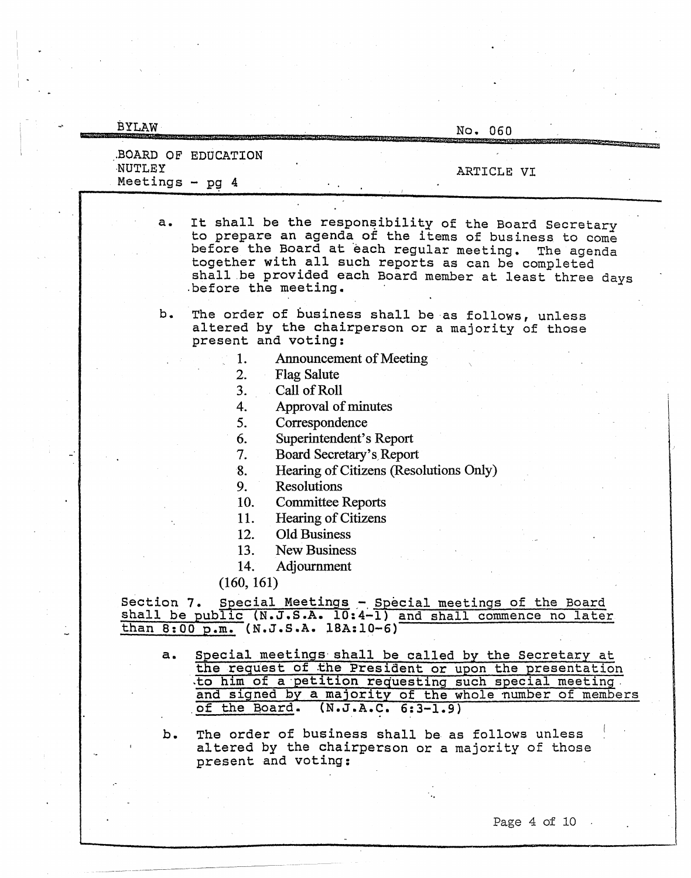a. It shall be the responsibility of the Board Secretary to prepare an agenda of the items of business to come before the Board at each regular meeting. The agenda together with all such reports as can be completed shall be provided each Board member at least three days before the meeting.

b. The order of business shall be as follows, unless altered by the chairperson or a majority of those present and voting:

1. Announcement of Meeting
2. Flag Salute
3. Call of Roll
4. Approval of minutes
5. Correspondence
6. Superintendent's Report
7. Board Secretary's Report
8. Hearing of Citizens (Resolutions Only)
9. Resolutions
10. Committee Reports
11. Hearing of Citizens
12. Old Business
13. New Business
14. Adjournment

(160, 161)

Section 7. Special Meetings - Special meetings of the Board shall be public (N.J.S.A. 10:4-1) and shall commence no later than 8:00 p.m. (N.J.S.A. 18A:10-6)

a. Special meetings shall be called by the Secretary at the request of the President or upon the presentation to him of a petition requesting such special meeting and signed by a majority of the whole number of members of the Board. (N.J.A.C. 6:3-1.9)

b. The order of business shall be as follows unless altered by the chairperson or a majority of those present and voting: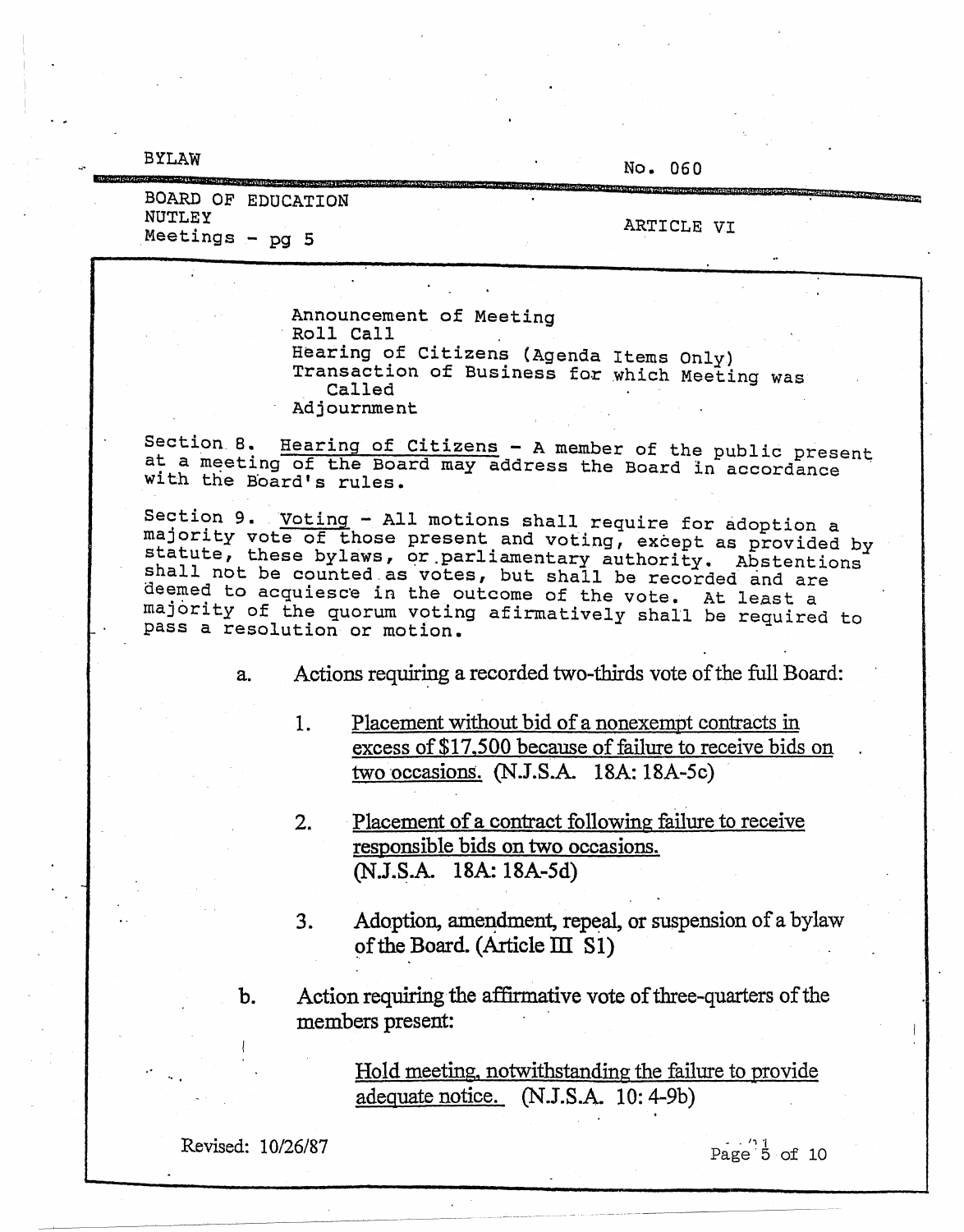Announcement of Meeting
Roll Call
Hearing of Citizens (Agenda Items Only)
Transaction of Business for which Meeting was Called
Adjournment

Section 8. <u>Hearing of Citizens</u> - A member of the public present at a meeting of the Board may address the Board in accordance with the Board's rules.

Section 9. <u>Voting</u> - All motions shall require for adoption a majority vote of those present and voting, except as provided by statute, these bylaws, or parliamentary authority. Abstentions shall not be counted as votes, but shall be recorded and are deemed to acquiesce in the outcome of the vote. At least a majority of the quorum voting afirmatively shall be required to pass a resolution or motion.

a. Actions requiring a recorded two-thirds vote of the full Board:

1. <u>Placement without bid of a nonexempt contracts in excess of $17,500 because of failure to receive bids on two occasions.</u> (N.J.S.A. 18A: 18A-5c)

2. <u>Placement of a contract following failure to receive responsible bids on two occasions.</u> (N.J.S.A. 18A: 18A-5d)

3. Adoption, amendment, repeal, or suspension of a bylaw of the Board. (Article III S1)

b. Action requiring the affirmative vote of three-quarters of the members present:

<u>Hold meeting, notwithstanding the failure to provide adequate notice.</u> (N.J.S.A. 10: 4-9b)

Revised: 10/26/87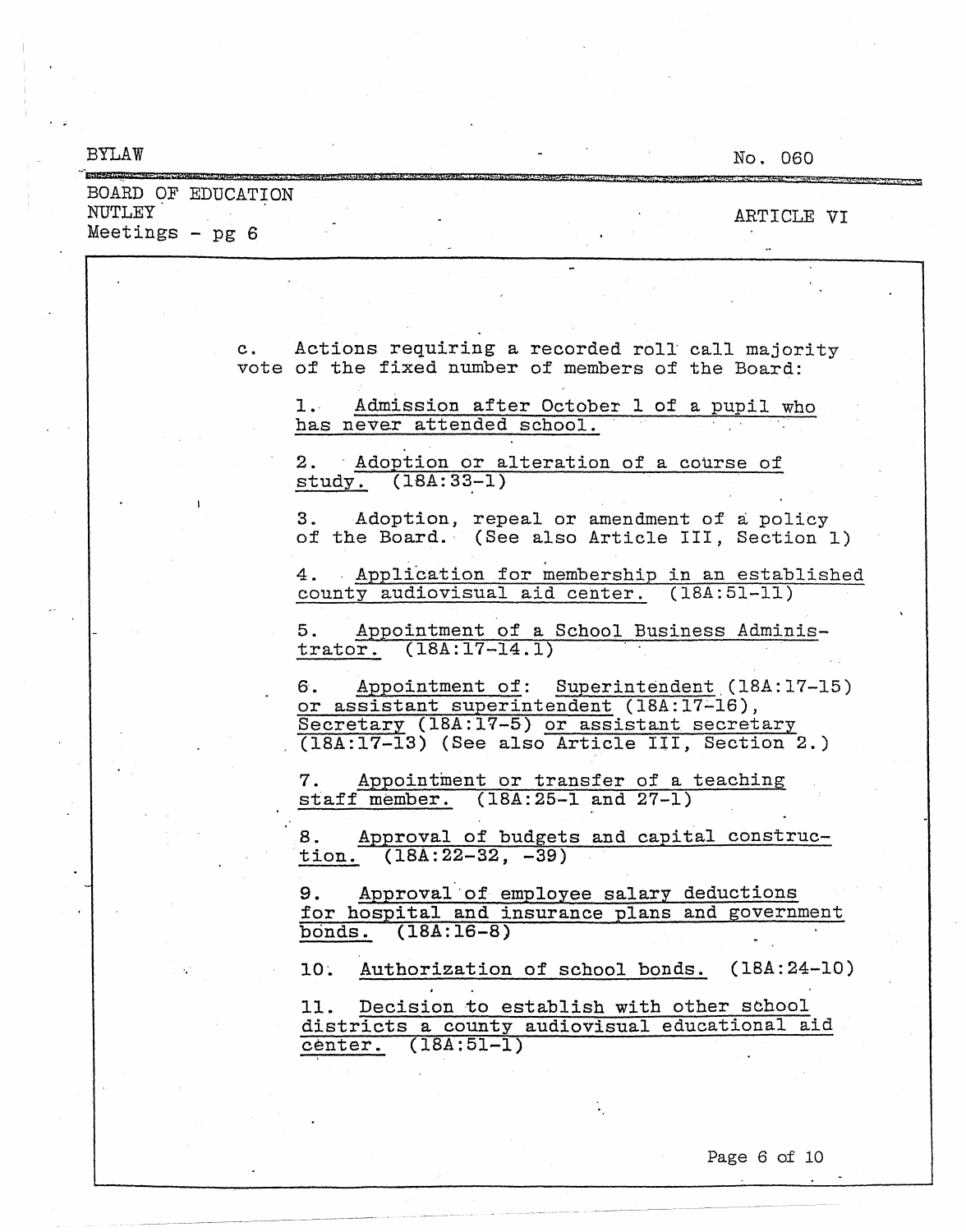c. Actions requiring a recorded roll call majority vote of the fixed number of members of the Board:

1. Admission after October 1 of a pupil who has never attended school.

2. Adoption or alteration of a course of study. (18A:33-1)

3. Adoption, repeal or amendment of a policy of the Board. (See also Article III, Section 1)

4. Application for membership in an established county audiovisual aid center. (18A:51-11)

5. Appointment of a School Business Administrator. (18A:17-14.1)

6. Appointment of: Superintendent (18A:17-15) or assistant superintendent (18A:17-16), Secretary (18A:17-5) or assistant secretary (18A:17-13) (See also Article III, Section 2.)

7. Appointment or transfer of a teaching staff member. (18A:25-1 and 27-1)

8. Approval of budgets and capital construction. (18A:22-32, -39)

9. Approval of employee salary deductions for hospital and insurance plans and government bonds. (18A:16-8)

10. Authorization of school bonds. (18A:24-10)

11. Decision to establish with other school districts a county audiovisual educational aid center. (18A:51-1)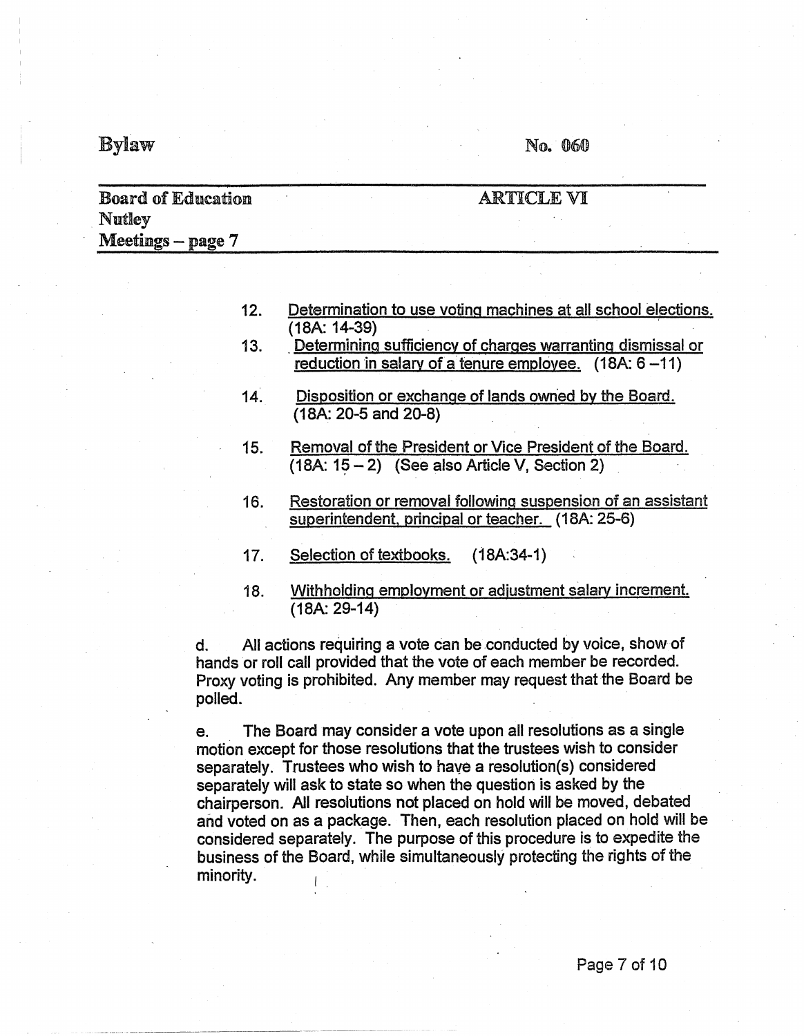12. Determination to use voting machines at all school elections. (18A: 14-39)
13. Determining sufficiency of charges warranting dismissal or reduction in salary of a tenure employee. (18A: 6 –11)
14. Disposition or exchange of lands owned by the Board. (18A: 20-5 and 20-8)
15. Removal of the President or Vice President of the Board. (18A: 15 – 2) (See also Article V, Section 2)
16. Restoration or removal following suspension of an assistant superintendent, principal or teacher. (18A: 25-6)
17. Selection of textbooks. (18A:34-1)
18. Withholding employment or adjustment salary increment. (18A: 29-14)

d. All actions requiring a vote can be conducted by voice, show of hands or roll call provided that the vote of each member be recorded. Proxy voting is prohibited. Any member may request that the Board be polled.

e. The Board may consider a vote upon all resolutions as a single motion except for those resolutions that the trustees wish to consider separately. Trustees who wish to have a resolution(s) considered separately will ask to state so when the question is asked by the chairperson. All resolutions not placed on hold will be moved, debated and voted on as a package. Then, each resolution placed on hold will be considered separately. The purpose of this procedure is to expedite the business of the Board, while simultaneously protecting the rights of the minority.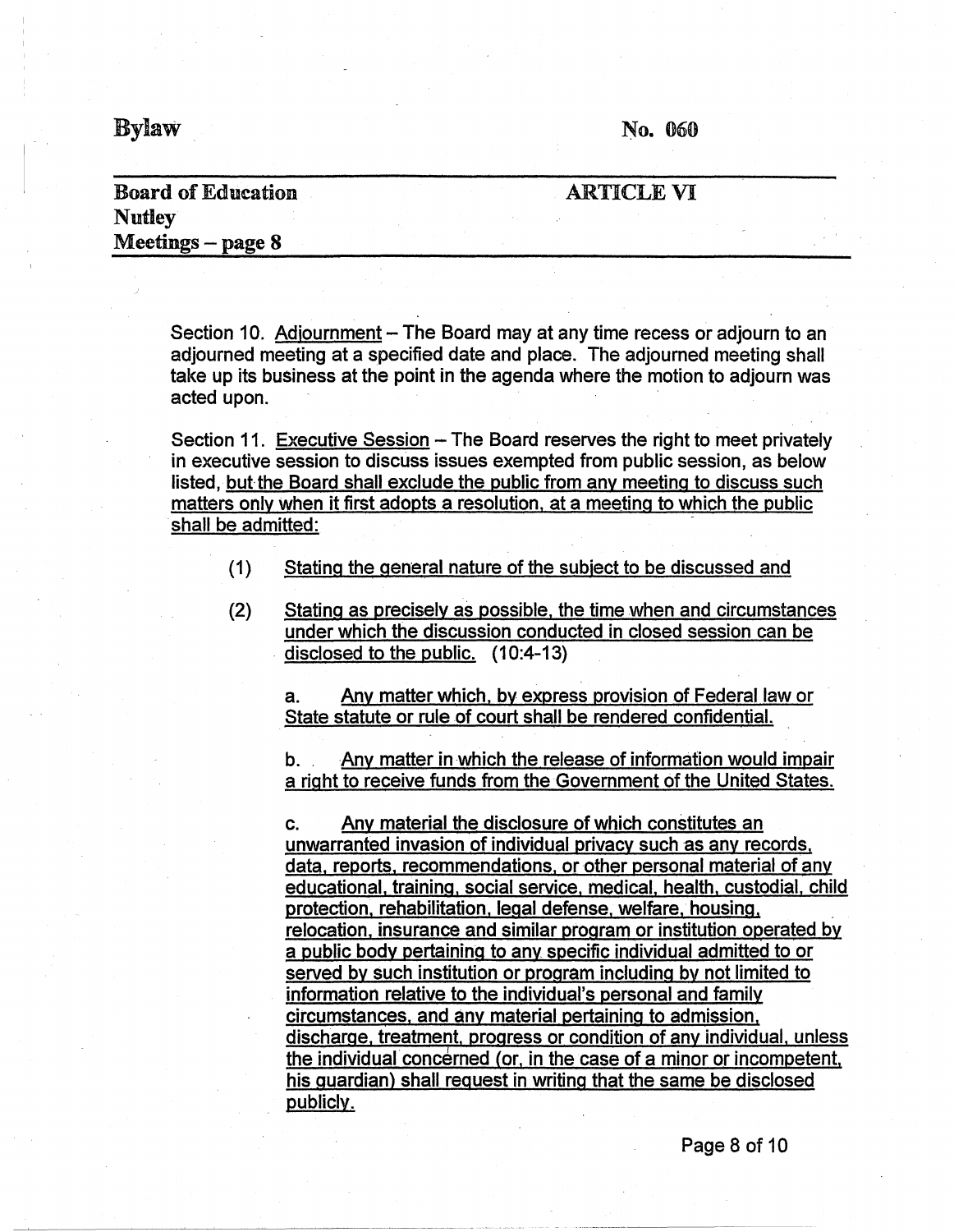Section 10. Adjournment – The Board may at any time recess or adjourn to an adjourned meeting at a specified date and place. The adjourned meeting shall take up its business at the point in the agenda where the motion to adjourn was acted upon.

Section 11. Executive Session – The Board reserves the right to meet privately in executive session to discuss issues exempted from public session, as below listed, but the Board shall exclude the public from any meeting to discuss such matters only when it first adopts a resolution, at a meeting to which the public shall be admitted:

(1) Stating the general nature of the subject to be discussed and

(2) Stating as precisely as possible, the time when and circumstances under which the discussion conducted in closed session can be disclosed to the public. (10:4-13)

a. Any matter which, by express provision of Federal law or State statute or rule of court shall be rendered confidential.

b. Any matter in which the release of information would impair a right to receive funds from the Government of the United States.

c. Any material the disclosure of which constitutes an unwarranted invasion of individual privacy such as any records, data, reports, recommendations, or other personal material of any educational, training, social service, medical, health, custodial, child protection, rehabilitation, legal defense, welfare, housing, relocation, insurance and similar program or institution operated by a public body pertaining to any specific individual admitted to or served by such institution or program including by not limited to information relative to the individual's personal and family circumstances, and any material pertaining to admission, discharge, treatment, progress or condition of any individual, unless the individual concerned (or, in the case of a minor or incompetent, his guardian) shall request in writing that the same be disclosed publicly.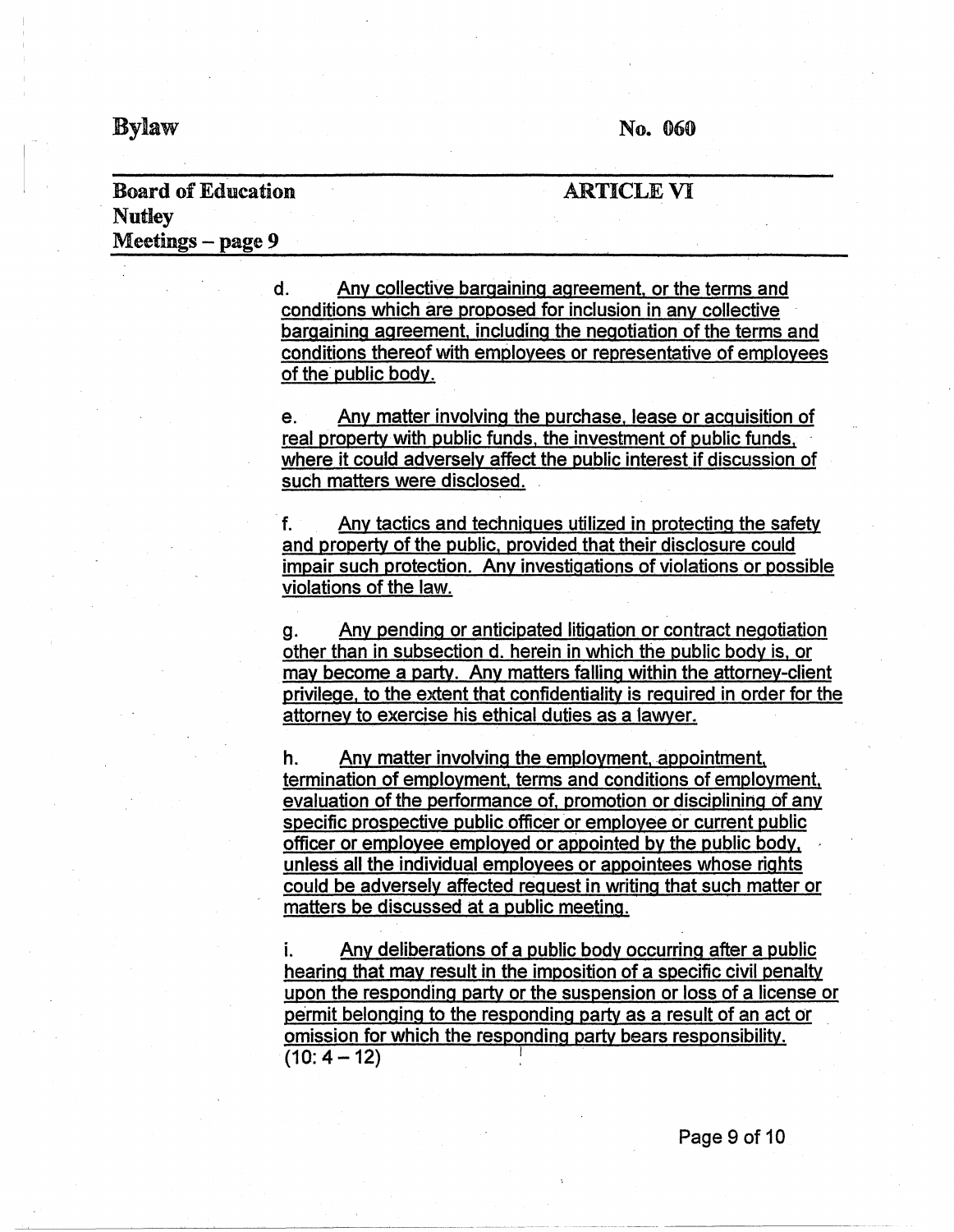d. Any collective bargaining agreement, or the terms and conditions which are proposed for inclusion in any collective bargaining agreement, including the negotiation of the terms and conditions thereof with employees or representative of employees of the public body.

e. Any matter involving the purchase, lease or acquisition of real property with public funds, the investment of public funds, where it could adversely affect the public interest if discussion of such matters were disclosed.

f. Any tactics and techniques utilized in protecting the safety and property of the public, provided that their disclosure could impair such protection. Any investigations of violations or possible violations of the law.

g. Any pending or anticipated litigation or contract negotiation other than in subsection d. herein in which the public body is, or may become a party. Any matters falling within the attorney-client privilege, to the extent that confidentiality is required in order for the attorney to exercise his ethical duties as a lawyer.

h. Any matter involving the employment, appointment, termination of employment, terms and conditions of employment, evaluation of the performance of, promotion or disciplining of any specific prospective public officer or employee or current public officer or employee employed or appointed by the public body, unless all the individual employees or appointees whose rights could be adversely affected request in writing that such matter or matters be discussed at a public meeting.

i. Any deliberations of a public body occurring after a public hearing that may result in the imposition of a specific civil penalty upon the responding party or the suspension or loss of a license or permit belonging to the responding party as a result of an act or omission for which the responding party bears responsibility.
(10: 4 – 12)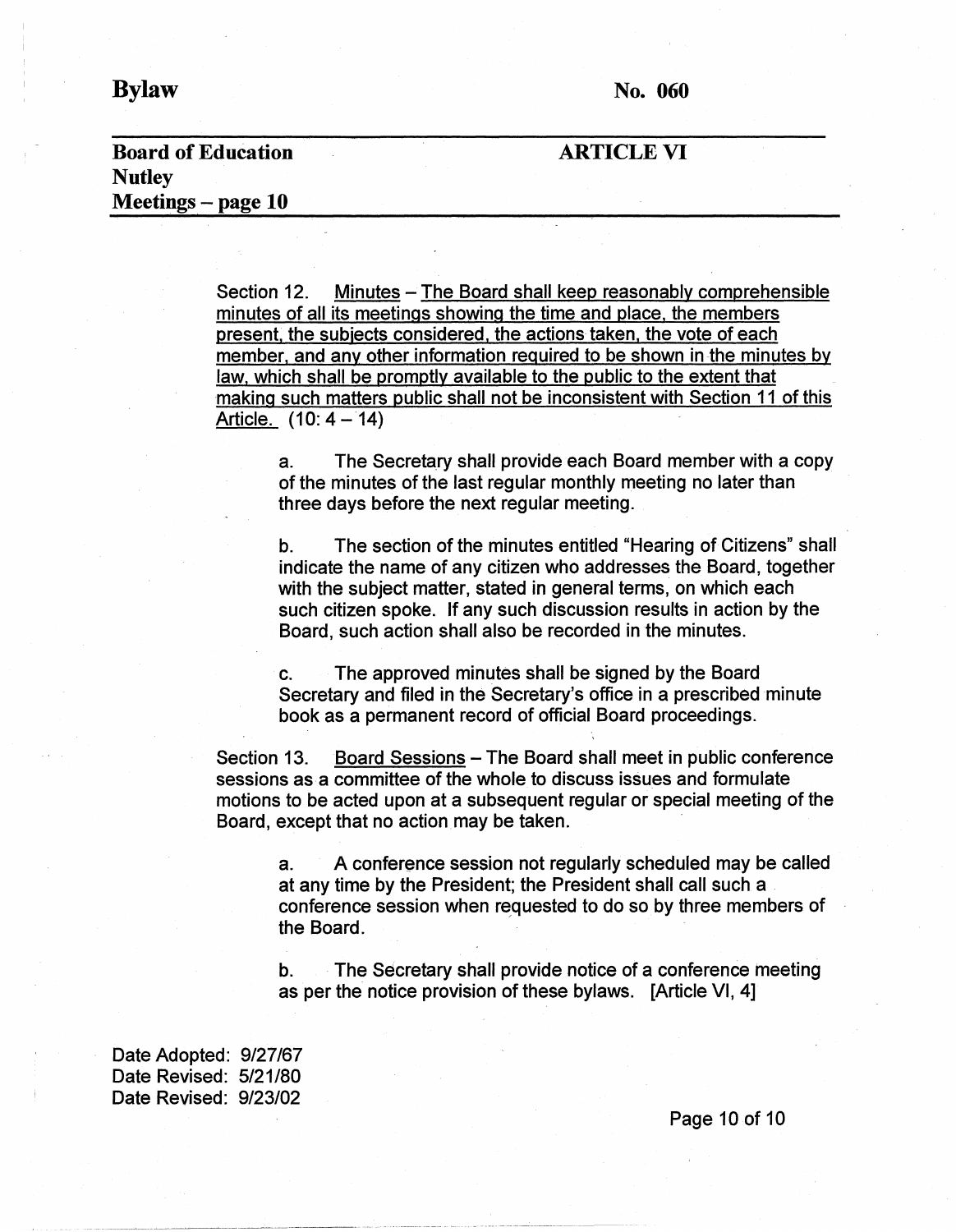Section 12. Minutes – The Board shall keep reasonably comprehensible minutes of all its meetings showing the time and place, the members present, the subjects considered, the actions taken, the vote of each member, and any other information required to be shown in the minutes by law, which shall be promptly available to the public to the extent that making such matters public shall not be inconsistent with Section 11 of this Article. (10: 4 – 14)

> a. The Secretary shall provide each Board member with a copy of the minutes of the last regular monthly meeting no later than three days before the next regular meeting.
>
> b. The section of the minutes entitled "Hearing of Citizens" shall indicate the name of any citizen who addresses the Board, together with the subject matter, stated in general terms, on which each such citizen spoke. If any such discussion results in action by the Board, such action shall also be recorded in the minutes.
>
> c. The approved minutes shall be signed by the Board Secretary and filed in the Secretary's office in a prescribed minute book as a permanent record of official Board proceedings.

Section 13. Board Sessions – The Board shall meet in public conference sessions as a committee of the whole to discuss issues and formulate motions to be acted upon at a subsequent regular or special meeting of the Board, except that no action may be taken.

> a. A conference session not regularly scheduled may be called at any time by the President; the President shall call such a conference session when requested to do so by three members of the Board.
>
> b. The Secretary shall provide notice of a conference meeting as per the notice provision of these bylaws. [Article VI, 4]

Date Adopted: 9/27/67
Date Revised: 5/21/80
Date Revised: 9/23/02